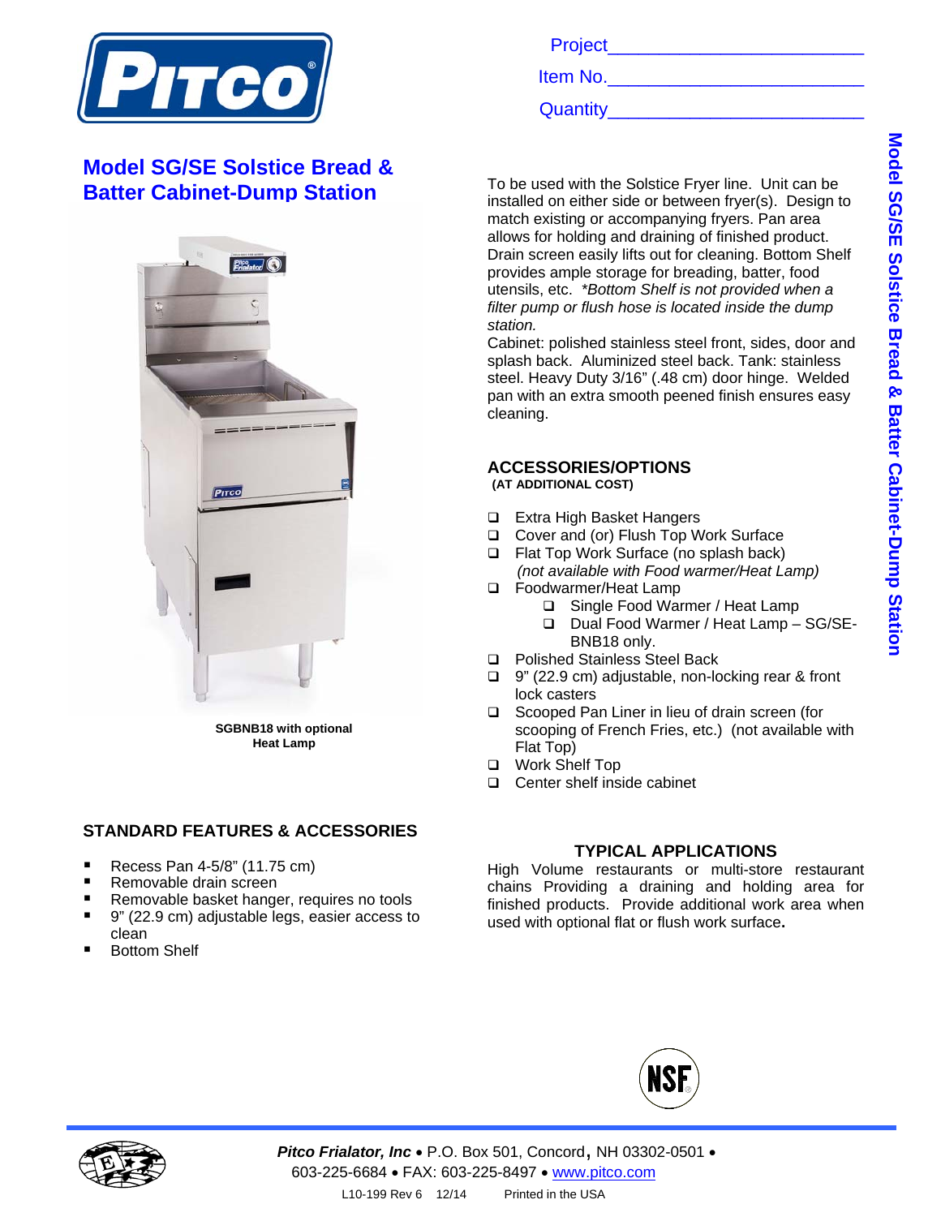Project\_\_\_\_\_\_\_\_\_\_\_\_\_\_\_\_\_\_\_\_\_\_\_\_

Item No.\_\_\_\_\_\_\_\_\_\_\_\_\_\_\_\_\_\_\_\_\_\_\_\_

Quantity\_\_\_\_\_\_\_\_\_\_\_\_\_\_\_\_\_\_\_\_\_\_\_\_

# Model SG/SE Solstice Bread & Batter Cabinet-Dump Station

SGBNB18 with optional Heat Lamp

To be used with the Solstice Fryer line. Unit can be installed on either side or between fryer(s). Design to match existing or accompanying fryers. Pan area allows for holding and draining of finished product. Drain screen easily lifts out for cleaning. Bottom Shelf provides ample storage for breading, batter, food utensils, etc. *\*Bottom Shelf is not provided when a filter pump or flush hose is located inside the dump station.*

Cabinet: polished stainless steel front, sides, door and splash back. Aluminized steel back. Tank: stainless steel. Heavy Duty 3/16" (.48 cm) door hinge. Welded pan with an extra smooth peened finish ensures easy cleaning.

## STANDARD FEATURES & ACCESSORIES

- Recess Pan 4-5/8" (11.75 cm)
- Removable drain screen
- Removable basket hanger, requires no tools
- 9" (22.9 cm) adjustable legs, easier access to clean
- Bottom Shelf

## ACCESSORIES/OPTIONS

**(AT ADDITIONAL COST)**

- ❑ Extra High Basket Hangers
- ❑ Cover and (or) Flush Top Work Surface
- ❑ Flat Top Work Surface (no splash back) *(not available with Food warmer/Heat Lamp)*
- ❑ Foodwarmer/Heat Lamp
  - ❑ Single Food Warmer / Heat Lamp
  - ❑ Dual Food Warmer / Heat Lamp – SG/SE-BNB18 only.
- ❑ Polished Stainless Steel Back
- ❑ 9" (22.9 cm) adjustable, non-locking rear & front lock casters
- ❑ Scooped Pan Liner in lieu of drain screen (for scooping of French Fries, etc.) (not available with Flat Top)
- ❑ Work Shelf Top
- ❑ Center shelf inside cabinet

## TYPICAL APPLICATIONS

High Volume restaurants or multi-store restaurant chains Providing a draining and holding area for finished products. Provide additional work area when used with optional flat or flush work surface**.**

***Pitco Frialator, Inc*** • P.O. Box 501, Concord, NH 03302-0501 • 603-225-6684 • FAX: 603-225-8497 • www.pitco.com

L10-199 Rev 6 12/14 Printed in the USA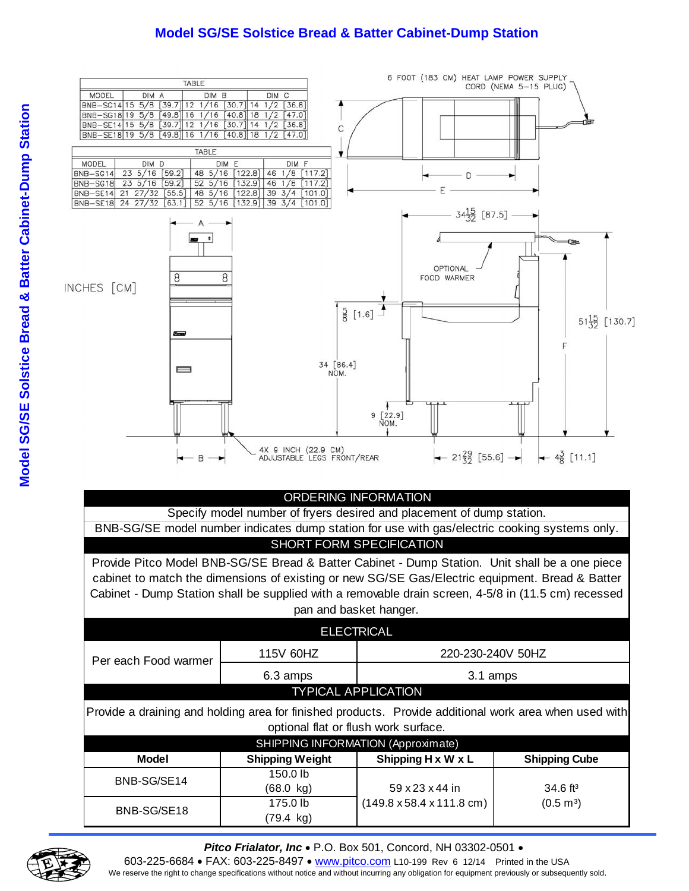# Model SG/SE Solstice Bread & Batter Cabinet-Dump Station

| MODEL | DIM A | DIM B | DIM C |
|---|---|---|---|
| BNB-SG14 | 15 5/8 [39.7] | 12 1/16 [30.7] | 14 1/2 [36.8] |
| BNB-SG18 | 19 5/8 [49.8] | 16 1/16 [40.8] | 18 1/2 [47.0] |
| BNB-SE14 | 15 5/8 [39.7] | 12 1/16 [30.7] | 14 1/2 [36.8] |
| BNB-SE18 | 19 5/8 [49.8] | 16 1/16 [40.8] | 18 1/2 [47.0] |

| MODEL | DIM D | DIM E | DIM F |
|---|---|---|---|
| BNB-SG14 | 23 5/16 [59.2] | 48 5/16 [122.8] | 46 1/8 [117.2] |
| BNB-SG18 | 23 5/16 [59.2] | 52 5/16 [132.9] | 46 1/8 [117.2] |
| BNB-SE14 | 21 27/32 [55.5] | 48 5/16 [122.8] | 39 3/4 [101.0] |
| BNB-SE18 | 24 27/32 [63.1] | 52 5/16 [132.9] | 39 3/4 [101.0] |

6 FOOT (183 CM) HEAT LAMP POWER SUPPLY CORD (NEMA 5-15 PLUG)

INCHES [CM]

OPTIONAL FOOD WARMER

34 15/32 [87.5]

5/8 [1.6]

34 [86.4] NOM.

9 [22.9] NOM.

51 15/32 [130.7]

4X 9 INCH (22.9 CM) ADJUSTABLE LEGS FRONT/REAR

21 29/32 [55.6]

4 3/8 [11.1]

| ORDERING INFORMATION |
|---|
| Specify model number of fryers desired and placement of dump station. |
| BNB-SG/SE model number indicates dump station for use with gas/electric cooking systems only. |

| SHORT FORM SPECIFICATION |
|---|
| Provide Pitco Model BNB-SG/SE Bread & Batter Cabinet - Dump Station. Unit shall be a one piece cabinet to match the dimensions of existing or new SG/SE Gas/Electric equipment. Bread & Batter Cabinet - Dump Station shall be supplied with a removable drain screen, 4-5/8 in (11.5 cm) recessed pan and basket hanger. |

| ELECTRICAL | | |
|---|---|---|
| Per each Food warmer | 115V 60HZ | 220-230-240V 50HZ |
| | 6.3 amps | 3.1 amps |

| TYPICAL APPLICATION |
|---|
| Provide a draining and holding area for finished products. Provide additional work area when used with optional flat or flush work surface. |

| Model | Shipping Weight | Shipping H x W x L | Shipping Cube |
|---|---|---|---|
| BNB-SG/SE14 | 150.0 lb (68.0 kg) | 59 x 23 x 44 in (149.8 x 58.4 x 111.8 cm) | 34.6 ft³ (0.5 m³) |
| BNB-SG/SE18 | 175.0 lb (79.4 kg) | | |

SHIPPING INFORMATION (Approximate)

***Pitco Frialator, Inc*** • P.O. Box 501, Concord, NH 03302-0501 •
603-225-6684 • FAX: 603-225-8497 • www.pitco.com L10-199 Rev 6 12/14 Printed in the USA
We reserve the right to change specifications without notice and without incurring any obligation for equipment previously or subsequently sold.